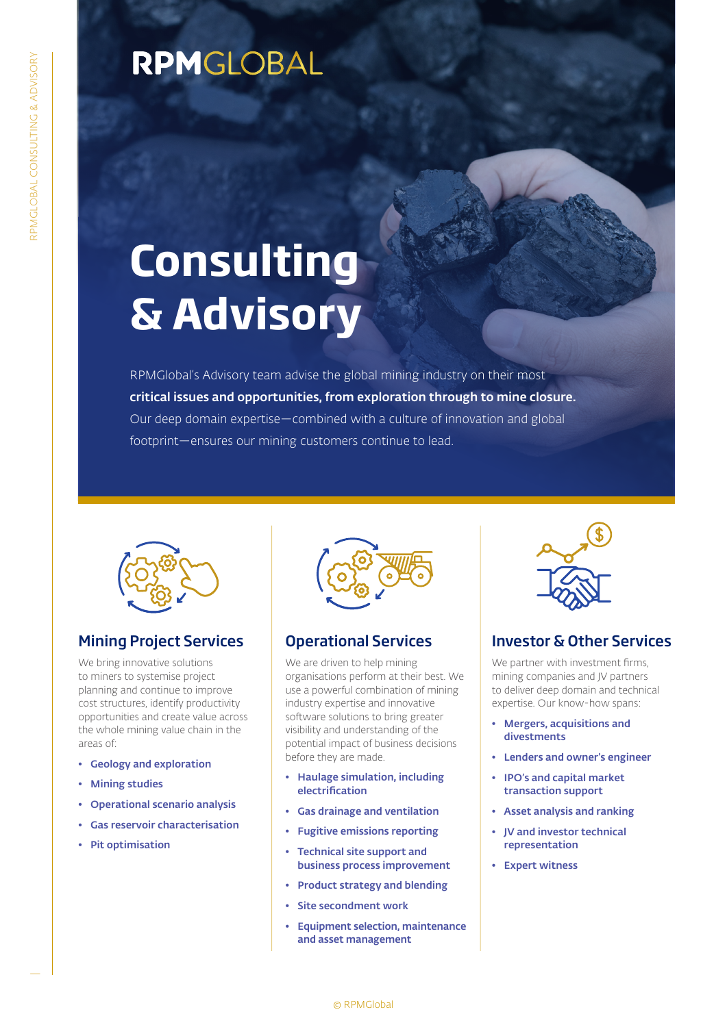# Consulting & Advisory

RPMGlobal's Advisory team advise the global mining industry on their most **critical issues and opportunities, from exploration through to mine closure.** Our deep domain expertise—combined with a culture of innovation and global footprint—ensures our mining customers continue to lead.

## Mining Project Services

We bring innovative solutions to miners to systemise project planning and continue to improve cost structures, identify productivity opportunities and create value across the whole mining value chain in the areas of:

- **Geology and exploration**
- **Mining studies**
- **Operational scenario analysis**
- **Gas reservoir characterisation**
- **Pit optimisation**

## Operational Services

We are driven to help mining organisations perform at their best. We use a powerful combination of mining industry expertise and innovative software solutions to bring greater visibility and understanding of the potential impact of business decisions before they are made.

- **Haulage simulation, including electrification**
- **Gas drainage and ventilation**
- **Fugitive emissions reporting**
- **Technical site support and business process improvement**
- **Product strategy and blending**
- **Site secondment work**
- **Equipment selection, maintenance and asset management**

## Investor & Other Services

We partner with investment firms, mining companies and JV partners to deliver deep domain and technical expertise. Our know-how spans:

- **Mergers, acquisitions and divestments**
- **Lenders and owner's engineer**
- **IPO's and capital market transaction support**
- **Asset analysis and ranking**
- **JV and investor technical representation**
- **Expert witness**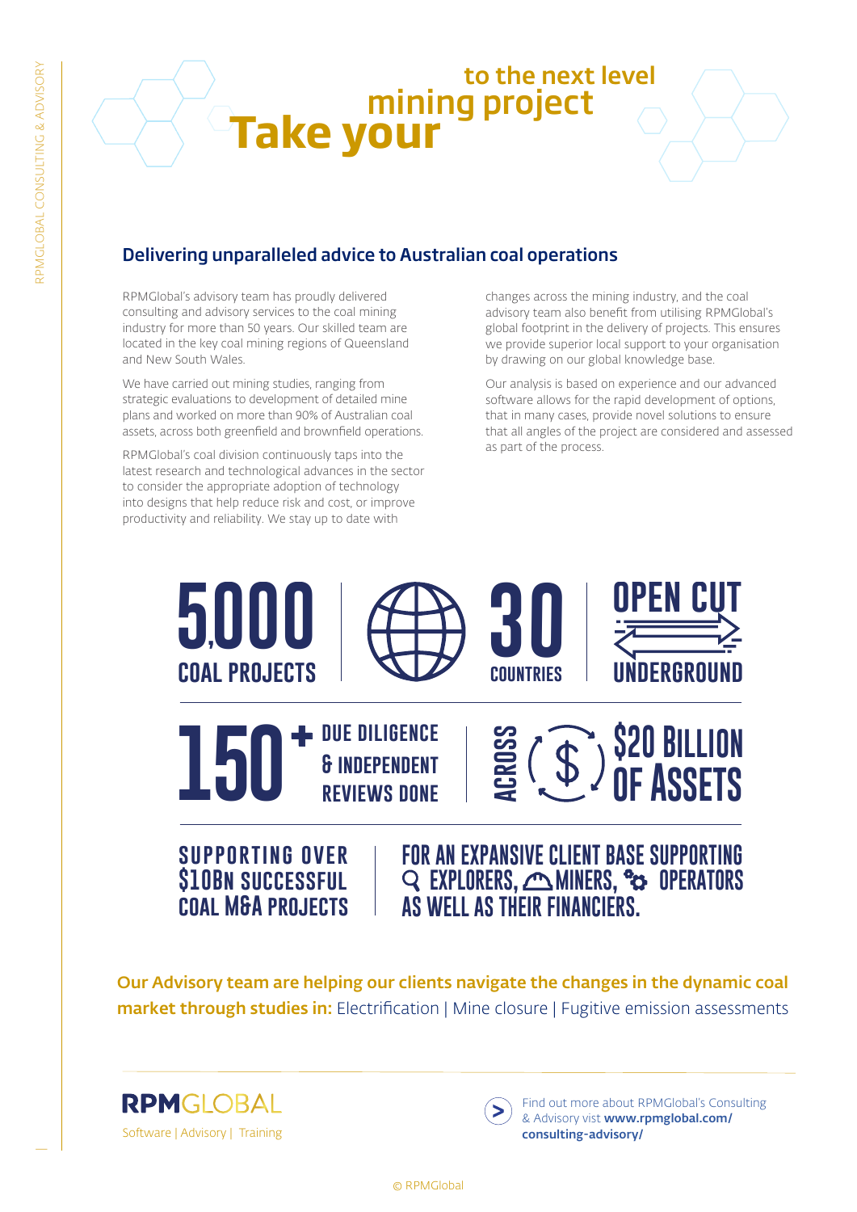# Take your mining project to the next level

## Delivering unparalleled advice to Australian coal operations

RPMGlobal's advisory team has proudly delivered consulting and advisory services to the coal mining industry for more than 50 years. Our skilled team are located in the key coal mining regions of Queensland and New South Wales.

We have carried out mining studies, ranging from strategic evaluations to development of detailed mine plans and worked on more than 90% of Australian coal assets, across both greenfield and brownfield operations.

RPMGlobal's coal division continuously taps into the latest research and technological advances in the sector to consider the appropriate adoption of technology into designs that help reduce risk and cost, or improve productivity and reliability. We stay up to date with changes across the mining industry, and the coal advisory team also benefit from utilising RPMGlobal's global footprint in the delivery of projects. This ensures we provide superior local support to your organisation by drawing on our global knowledge base.

Our analysis is based on experience and our advanced software allows for the rapid development of options, that in many cases, provide novel solutions to ensure that all angles of the project are considered and assessed as part of the process.

5,000 COAL PROJECTS

30 COUNTRIES

OPEN CUT UNDERGROUND

150+ DUE DILIGENCE & INDEPENDENT REVIEWS DONE

ACROSS $20 BILLION OF ASSETS

SUPPORTING OVER $10BN SUCCESSFUL COAL M&A PROJECTS

FOR AN EXPANSIVE CLIENT BASE SUPPORTING EXPLORERS, MINERS, OPERATORS AS WELL AS THEIR FINANCIERS.

**Our Advisory team are helping our clients navigate the changes in the dynamic coal market through studies in:** Electrification | Mine closure | Fugitive emission assessments

RPMGLOBAL
Software | Advisory | Training

Find out more about RPMGlobal's Consulting & Advisory visit **www.rpmglobal.com/consulting-advisory/**

© RPMGlobal